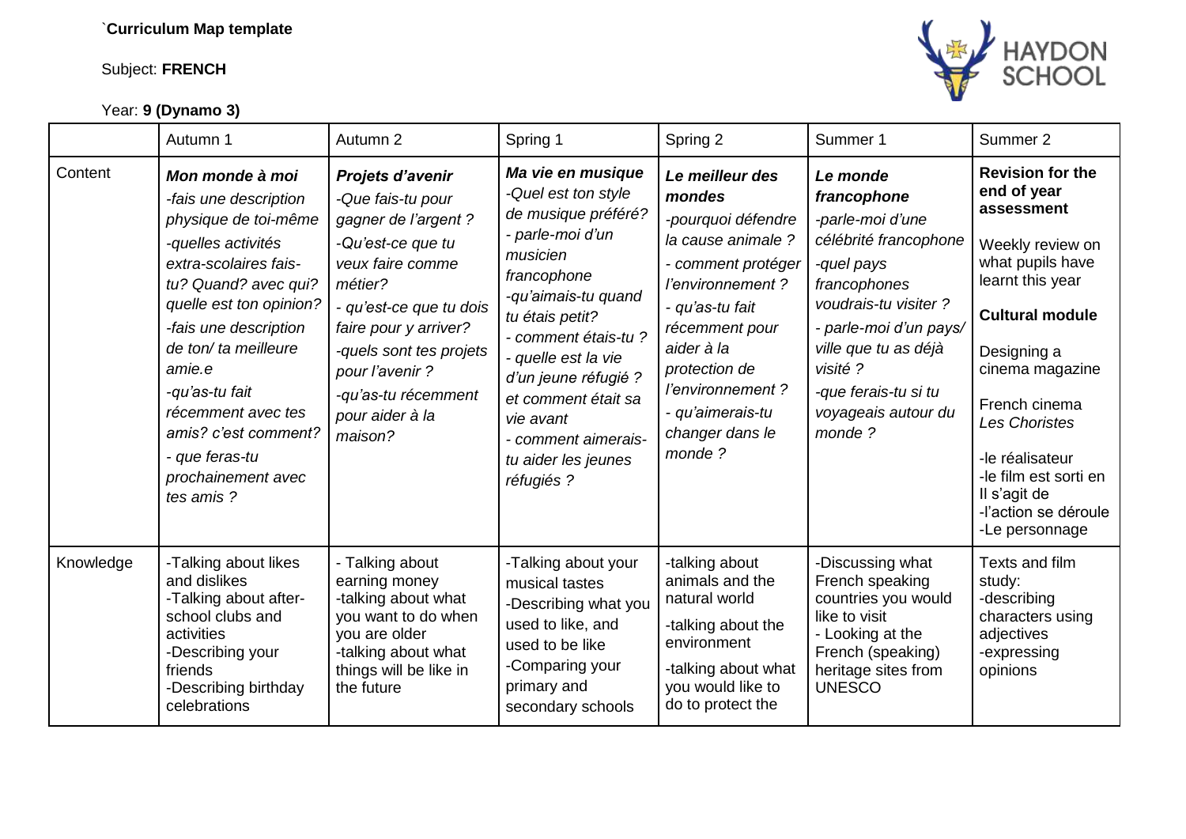`**Curriculum Map template**

Subject: **FRENCH**

Year: **9 (Dynamo 3)**

| | Autumn 1 | Autumn 2 | Spring 1 | Spring 2 | Summer 1 | Summer 2 |
|---|---|---|---|---|---|---|
| Content | ***Mon monde à moi***<br>*-fais une description physique de toi-même*<br>*-quelles activités extra-scolaires fais-tu? Quand? avec qui? quelle est ton opinion?*<br>*-fais une description de ton/ ta meilleure amie.e*<br>*-qu'as-tu fait récemment avec tes amis? c'est comment?*<br>*- que feras-tu prochainement avec tes amis ?* | ***Projets d'avenir***<br>*-Que fais-tu pour gagner de l'argent ?*<br>*-Qu'est-ce que tu veux faire comme métier?*<br>*- qu'est-ce que tu dois faire pour y arriver?*<br>*-quels sont tes projets pour l'avenir ?*<br>*-qu'as-tu récemment pour aider à la maison?* | ***Ma vie en musique***<br>*-Quel est ton style de musique préféré?*<br>*- parle-moi d'un musicien francophone*<br>*-qu'aimais-tu quand tu étais petit?*<br>*- comment étais-tu ?*<br>*- quelle est la vie d'un jeune réfugié ? et comment était sa vie avant*<br>*- comment aimerais-tu aider les jeunes réfugiés ?* | ***Le meilleur des mondes***<br>*-pourquoi défendre la cause animale ?*<br>*- comment protéger l'environnement ?*<br>*- qu'as-tu fait récemment pour aider à la protection de l'environnement ?*<br>*- qu'aimerais-tu changer dans le monde ?* | ***Le monde francophone***<br>*-parle-moi d'une célébrité francophone*<br>*-quel pays francophones voudrais-tu visiter ?*<br>*- parle-moi d'un pays/ ville que tu as déjà visité ?*<br>*-que ferais-tu si tu voyageais autour du monde ?* | **Revision for the end of year assessment**<br><br>Weekly review on what pupils have learnt this year<br><br>**Cultural module**<br><br>Designing a cinema magazine<br><br>French cinema *Les Choristes*<br><br>-le réalisateur<br>-le film est sorti en<br>Il s'agit de<br>-l'action se déroule<br>-Le personnage |
| Knowledge | -Talking about likes and dislikes<br>-Talking about after-school clubs and activities<br>-Describing your friends<br>-Describing birthday celebrations | - Talking about earning money<br>-talking about what you want to do when you are older<br>-talking about what things will be like in the future | -Talking about your musical tastes<br>-Describing what you used to like, and used to be like<br>-Comparing your primary and secondary schools | -talking about animals and the natural world<br>-talking about the environment<br>-talking about what you would like to do to protect the | -Discussing what French speaking countries you would like to visit<br>- Looking at the French (speaking) heritage sites from UNESCO | Texts and film study:<br>-describing characters using adjectives<br>-expressing opinions |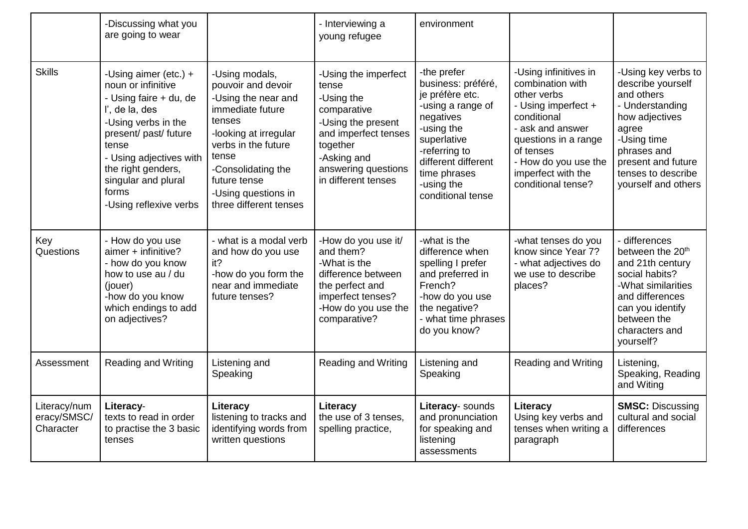| | -Discussing what you are going to wear | | - Interviewing a young refugee | environment | | |
|---|---|---|---|---|---|---|
| Skills | -Using aimer (etc.) + noun or infinitive<br>- Using faire + du, de l', de la, des<br>-Using verbs in the present/ past/ future tense<br>- Using adjectives with the right genders, singular and plural forms<br>-Using reflexive verbs | -Using modals, pouvoir and devoir<br>-Using the near and immediate future tenses<br>-looking at irregular verbs in the future tense<br>-Consolidating the future tense<br>-Using questions in three different tenses | -Using the imperfect tense<br>-Using the comparative<br>-Using the present and imperfect tenses together<br>-Asking and answering questions in different tenses | -the prefer business: préféré, je préfère etc.<br>-using a range of negatives<br>-using the superlative<br>-referring to different different time phrases<br>-using the conditional tense | -Using infinitives in combination with other verbs<br>- Using imperfect + conditional<br>- ask and answer questions in a range of tenses<br>- How do you use the imperfect with the conditional tense? | -Using key verbs to describe yourself and others<br>- Understanding how adjectives agree<br>-Using time phrases and present and future tenses to describe yourself and others |
| Key Questions | - How do you use aimer + infinitive?<br>- how do you know how to use au / du (jouer)<br>-how do you know which endings to add on adjectives? | - what is a modal verb and how do you use it?<br>-how do you form the near and immediate future tenses? | -How do you use it/ and them?<br>-What is the difference between the perfect and imperfect tenses?<br>-How do you use the comparative? | -what is the difference when spelling I prefer and preferred in French?<br>-how do you use the negative?<br>- what time phrases do you know? | -what tenses do you know since Year 7?<br>- what adjectives do we use to describe places? | - differences between the 20th and 21th century social habits?<br>-What similarities and differences can you identify between the characters and yourself? |
| Assessment | Reading and Writing | Listening and Speaking | Reading and Writing | Listening and Speaking | Reading and Writing | Listening, Speaking, Reading and Witing |
| Literacy/numeracy/SMSC/Character | **Literacy**-<br>texts to read in order to practise the 3 basic tenses | **Literacy**<br>listening to tracks and identifying words from written questions | **Literacy**<br>the use of 3 tenses, spelling practice, | **Literacy**- sounds and pronunciation for speaking and listening assessments | **Literacy**<br>Using key verbs and tenses when writing a paragraph | **SMSC:** Discussing cultural and social differences |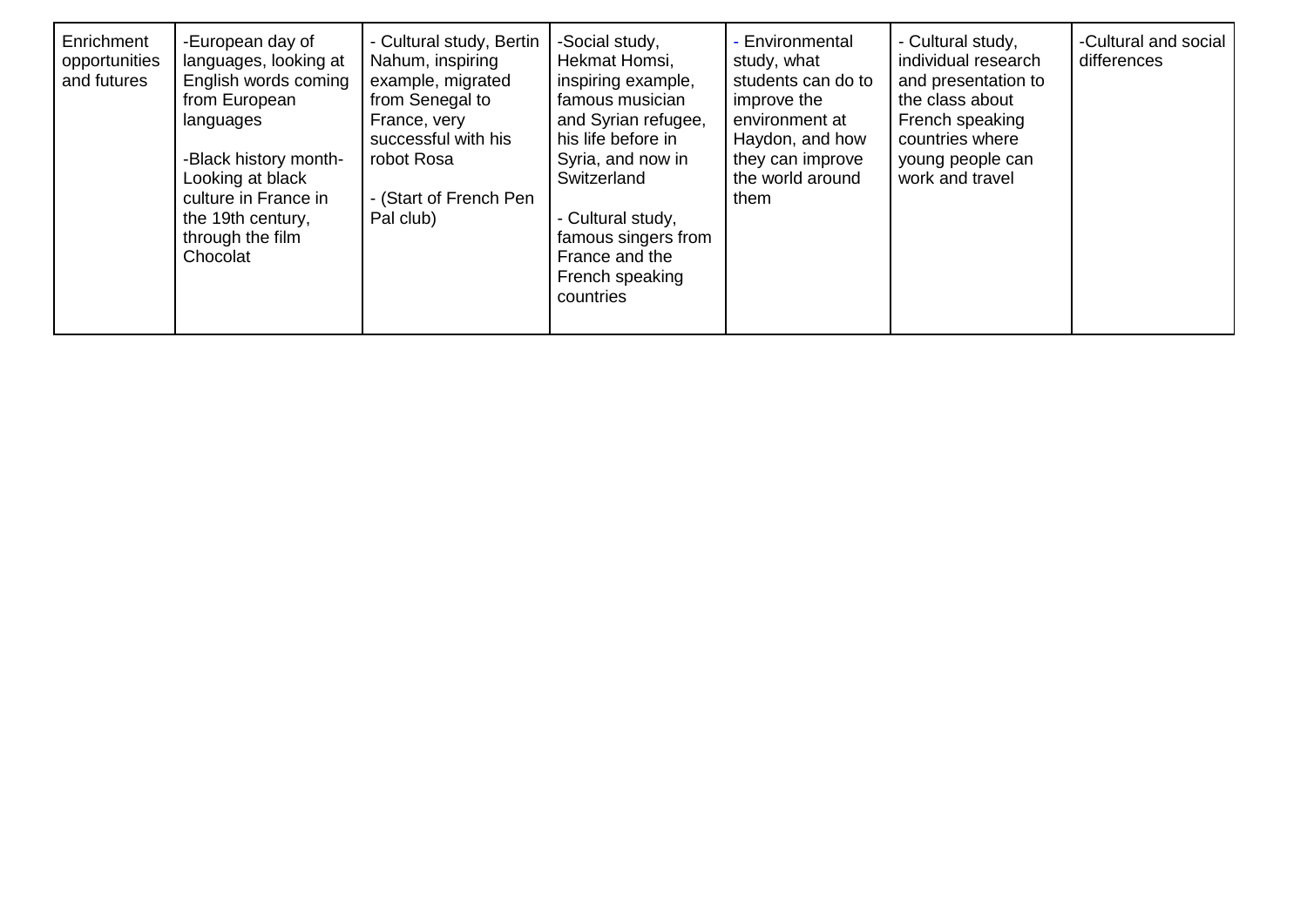| | | | | | | |
|---|---|---|---|---|---|---|
| Enrichment opportunities and futures | -European day of languages, looking at English words coming from European languages<br><br>-Black history month- Looking at black culture in France in the 19th century, through the film Chocolat | - Cultural study, Bertin Nahum, inspiring example, migrated from Senegal to France, very successful with his robot Rosa<br><br>- (Start of French Pen Pal club) | -Social study, Hekmat Homsi, inspiring example, famous musician and Syrian refugee, his life before in Syria, and now in Switzerland<br><br>- Cultural study, famous singers from France and the French speaking countries | - Environmental study, what students can do to improve the environment at Haydon, and how they can improve the world around them | - Cultural study, individual research and presentation to the class about French speaking countries where young people can work and travel | -Cultural and social differences |